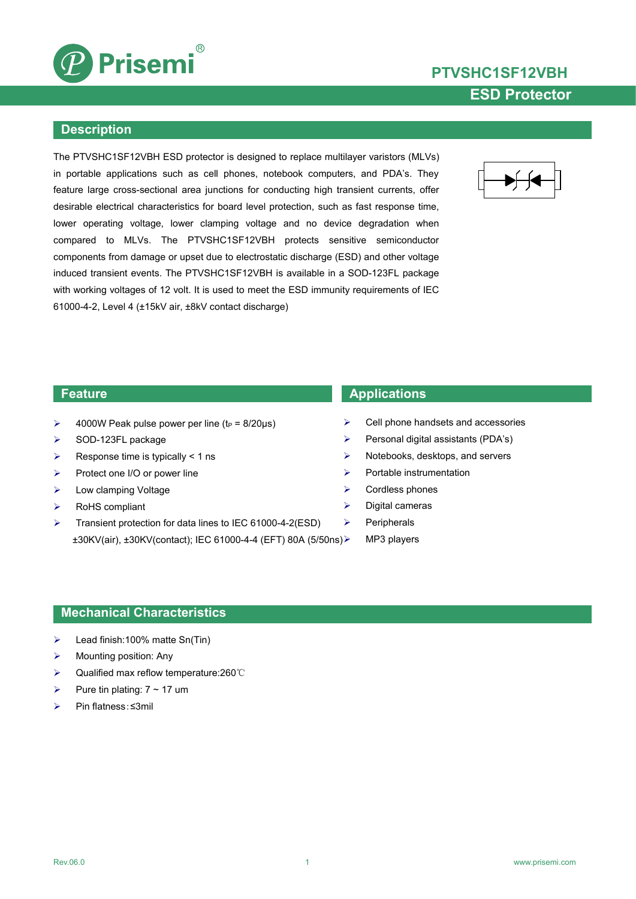# PTVSHC1SF12VBH

## ESD Protector

## Description

The PTVSHC1SF12VBH ESD protector is designed to replace multilayer varistors (MLVs) in portable applications such as cell phones, notebook computers, and PDA's. They feature large cross-sectional area junctions for conducting high transient currents, offer desirable electrical characteristics for board level protection, such as fast response time, lower operating voltage, lower clamping voltage and no device degradation when compared to MLVs. The PTVSHC1SF12VBH protects sensitive semiconductor components from damage or upset due to electrostatic discharge (ESD) and other voltage induced transient events. The PTVSHC1SF12VBH is available in a SOD-123FL package with working voltages of 12 volt. It is used to meet the ESD immunity requirements of IEC 61000-4-2, Level 4 (±15kV air, ±8kV contact discharge)

## Feature

- 4000W Peak pulse power per line ($t_P$ = 8/20μs)
- SOD-123FL package
- Response time is typically < 1 ns
- Protect one I/O or power line
- Low clamping Voltage
- RoHS compliant
- Transient protection for data lines to IEC 61000-4-2(ESD) ±30KV(air), ±30KV(contact); IEC 61000-4-4 (EFT) 80A (5/50ns)

## Applications

- Cell phone handsets and accessories
- Personal digital assistants (PDA's)
- Notebooks, desktops, and servers
- Portable instrumentation
- Cordless phones
- Digital cameras
- Peripherals
- MP3 players

## Mechanical Characteristics

- Lead finish:100% matte Sn(Tin)
- Mounting position: Any
- Qualified max reflow temperature:260℃
- Pure tin plating: 7 ~ 17 um
- Pin flatness:≤3mil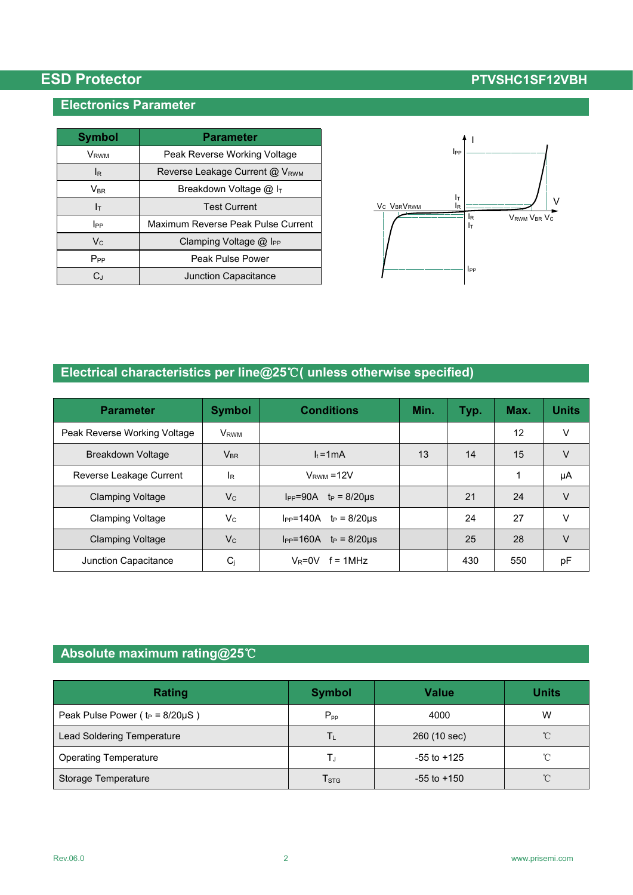## Electronics Parameter

| Symbol | Parameter |
|---|---|
| $V_{RWM}$ | Peak Reverse Working Voltage |
| $I_R$ | Reverse Leakage Current @ $V_{RWM}$ |
| $V_{BR}$ | Breakdown Voltage @ $I_T$ |
| $I_T$ | Test Current |
| $I_{PP}$ | Maximum Reverse Peak Pulse Current |
| $V_C$ | Clamping Voltage @ $I_{PP}$ |
| $P_{PP}$ | Peak Pulse Power |
| $C_J$ | Junction Capacitance |

## Electrical characteristics per line@25℃( unless otherwise specified)

| Parameter | Symbol | Conditions | Min. | Typ. | Max. | Units |
|---|---|---|---|---|---|---|
| Peak Reverse Working Voltage | $V_{RWM}$ | | | | 12 | V |
| Breakdown Voltage | $V_{BR}$ | $I_t$=1mA | 13 | 14 | 15 | V |
| Reverse Leakage Current | $I_R$ | $V_{RWM}$ =12V | | | 1 | μA |
| Clamping Voltage | $V_C$ | $I_{PP}$=90A $t_P$ = 8/20μs | | 21 | 24 | V |
| Clamping Voltage | $V_C$ | $I_{PP}$=140A $t_P$ = 8/20μs | | 24 | 27 | V |
| Clamping Voltage | $V_C$ | $I_{PP}$=160A $t_P$ = 8/20μs | | 25 | 28 | V |
| Junction Capacitance | $C_j$ | $V_R$=0V f = 1MHz | | 430 | 550 | pF |

## Absolute maximum rating@25℃

| Rating | Symbol | Value | Units |
|---|---|---|---|
| Peak Pulse Power ( $t_P$ = 8/20μS ) | $P_{pp}$ | 4000 | W |
| Lead Soldering Temperature | $T_L$ | 260 (10 sec) | ℃ |
| Operating Temperature | $T_J$ | -55 to +125 | ℃ |
| Storage Temperature | $T_{STG}$ | -55 to +150 | ℃ |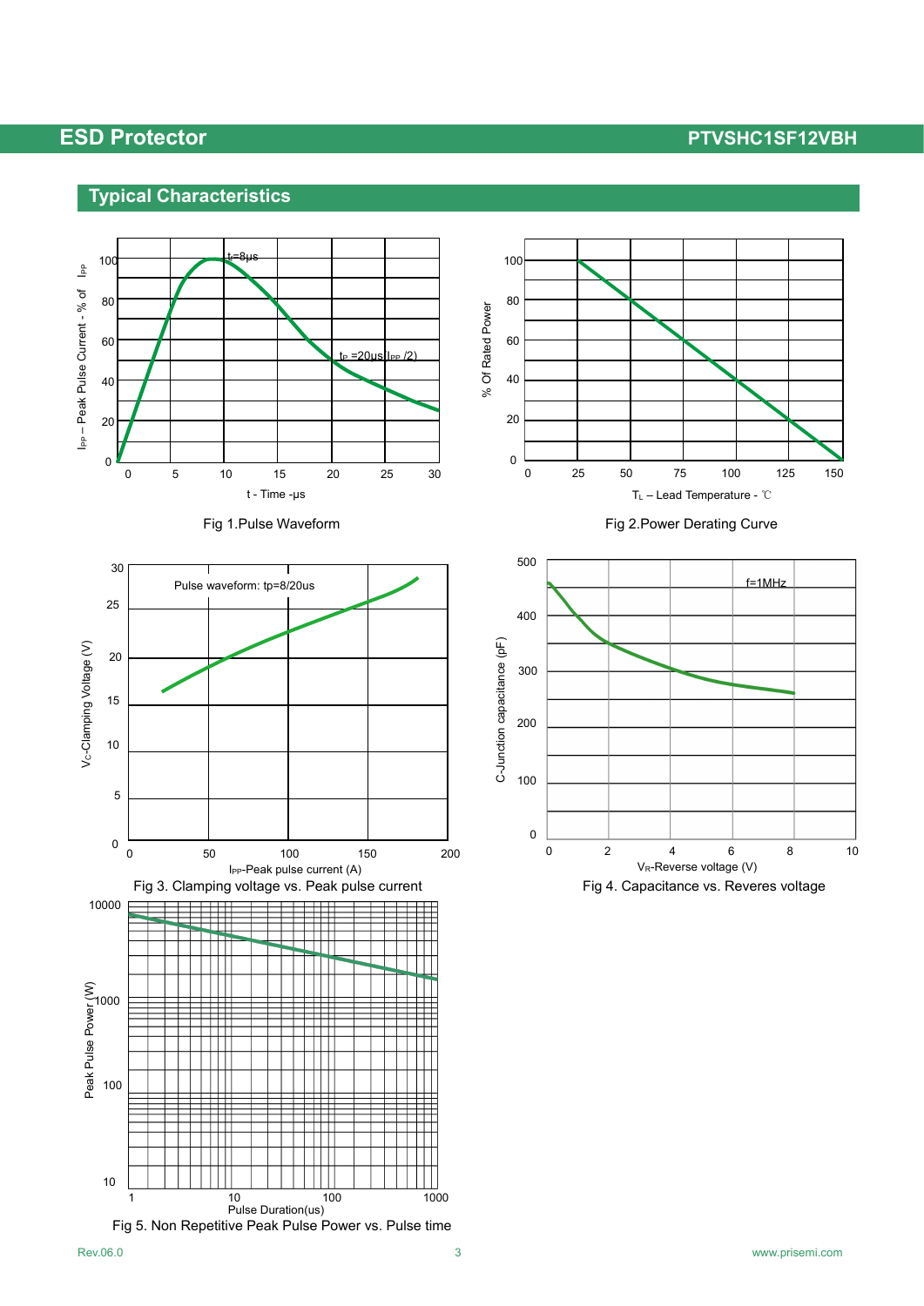## Typical Characteristics

Fig 1.Pulse Waveform

Fig 2.Power Derating Curve

Fig 3. Clamping voltage vs. Peak pulse current

Fig 4. Capacitance vs. Reveres voltage

Fig 5. Non Repetitive Peak Pulse Power vs. Pulse time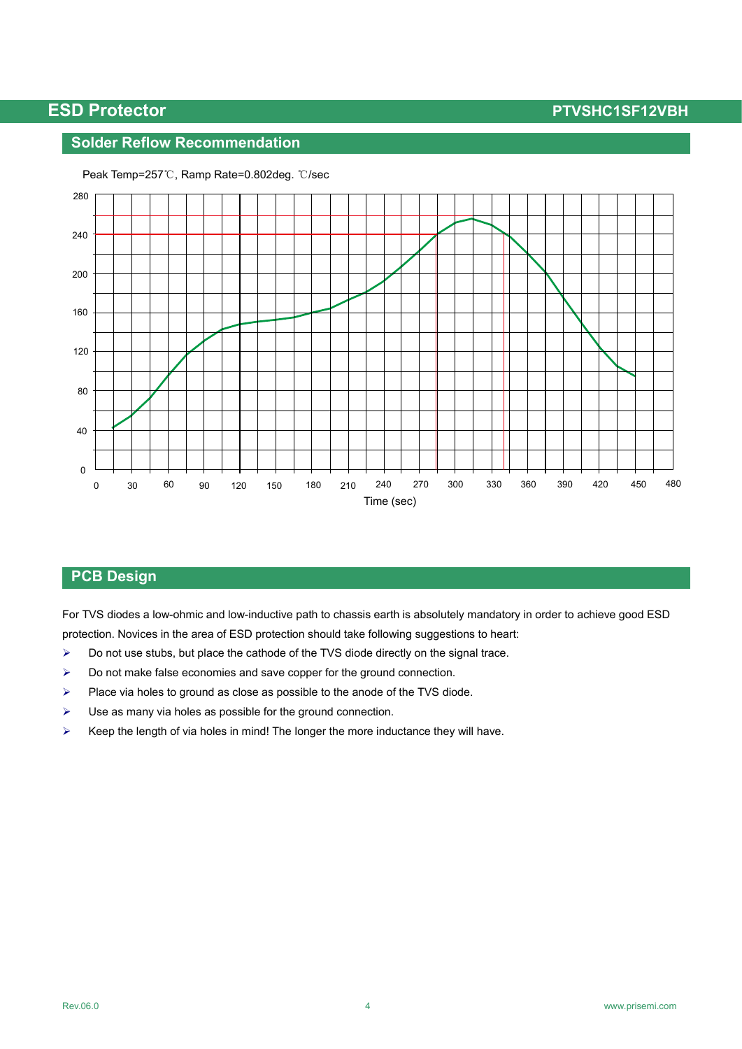## Solder Reflow Recommendation

Peak Temp=257℃, Ramp Rate=0.802deg. ℃/sec

Time (sec)

## PCB Design

For TVS diodes a low-ohmic and low-inductive path to chassis earth is absolutely mandatory in order to achieve good ESD protection. Novices in the area of ESD protection should take following suggestions to heart:

- Do not use stubs, but place the cathode of the TVS diode directly on the signal trace.
- Do not make false economies and save copper for the ground connection.
- Place via holes to ground as close as possible to the anode of the TVS diode.
- Use as many via holes as possible for the ground connection.
- Keep the length of via holes in mind! The longer the more inductance they will have.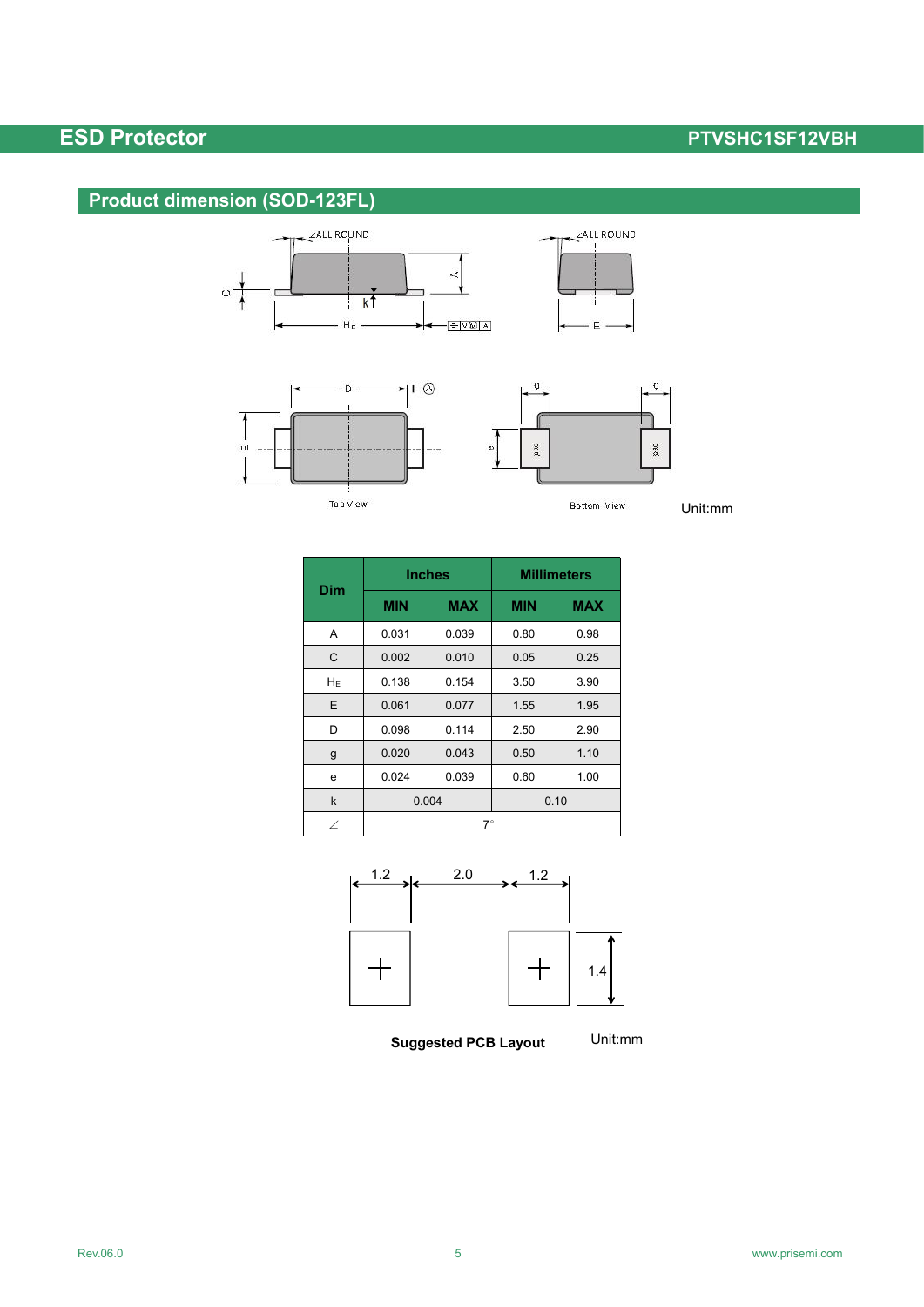## Product dimension (SOD-123FL)

Top View

Bottom View

Unit:mm

| Dim | Inches | | Millimeters | |
|---|---|---|---|---|
| | MIN | MAX | MIN | MAX |
| A | 0.031 | 0.039 | 0.80 | 0.98 |
| C | 0.002 | 0.010 | 0.05 | 0.25 |
| $H_E$ | 0.138 | 0.154 | 3.50 | 3.90 |
| E | 0.061 | 0.077 | 1.55 | 1.95 |
| D | 0.098 | 0.114 | 2.50 | 2.90 |
| g | 0.020 | 0.043 | 0.50 | 1.10 |
| e | 0.024 | 0.039 | 0.60 | 1.00 |
| k | 0.004 | | 0.10 | |
| ∠ | 7° | | | |

**Suggested PCB Layout**

Unit:mm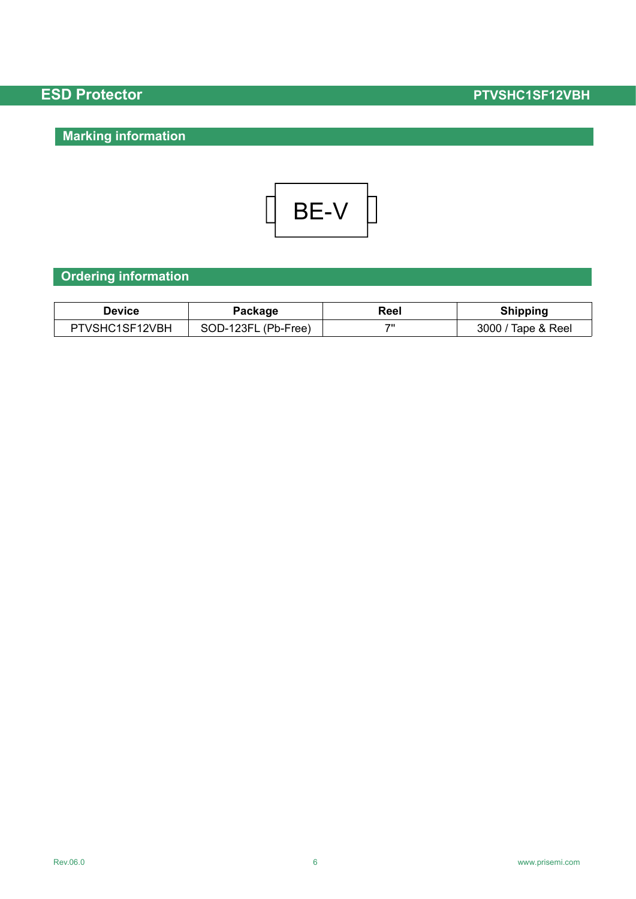## Marking information

BE-V

## Ordering information

| Device | Package | Reel | Shipping |
|---|---|---|---|
| PTVSHC1SF12VBH | SOD-123FL (Pb-Free) | 7" | 3000 / Tape & Reel |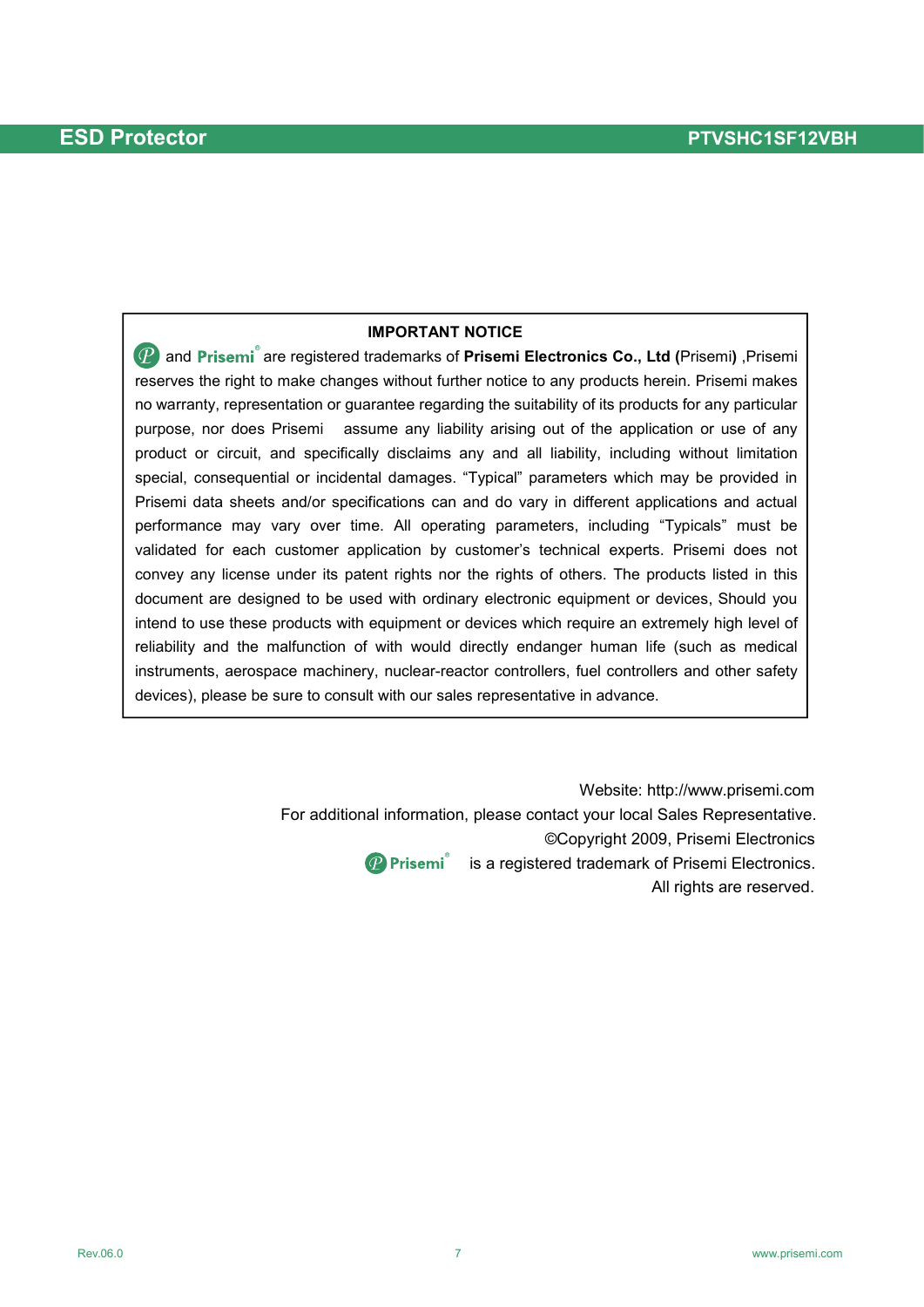**IMPORTANT NOTICE**

and **Prisemi**® are registered trademarks of **Prisemi Electronics Co., Ltd (**Prisemi**)** ,Prisemi reserves the right to make changes without further notice to any products herein. Prisemi makes no warranty, representation or guarantee regarding the suitability of its products for any particular purpose, nor does Prisemi assume any liability arising out of the application or use of any product or circuit, and specifically disclaims any and all liability, including without limitation special, consequential or incidental damages. “Typical” parameters which may be provided in Prisemi data sheets and/or specifications can and do vary in different applications and actual performance may vary over time. All operating parameters, including “Typicals” must be validated for each customer application by customer’s technical experts. Prisemi does not convey any license under its patent rights nor the rights of others. The products listed in this document are designed to be used with ordinary electronic equipment or devices, Should you intend to use these products with equipment or devices which require an extremely high level of reliability and the malfunction of with would directly endanger human life (such as medical instruments, aerospace machinery, nuclear-reactor controllers, fuel controllers and other safety devices), please be sure to consult with our sales representative in advance.

Website: http://www.prisemi.com

For additional information, please contact your local Sales Representative.

©Copyright 2009, Prisemi Electronics

Prisemi® is a registered trademark of Prisemi Electronics.

All rights are reserved.